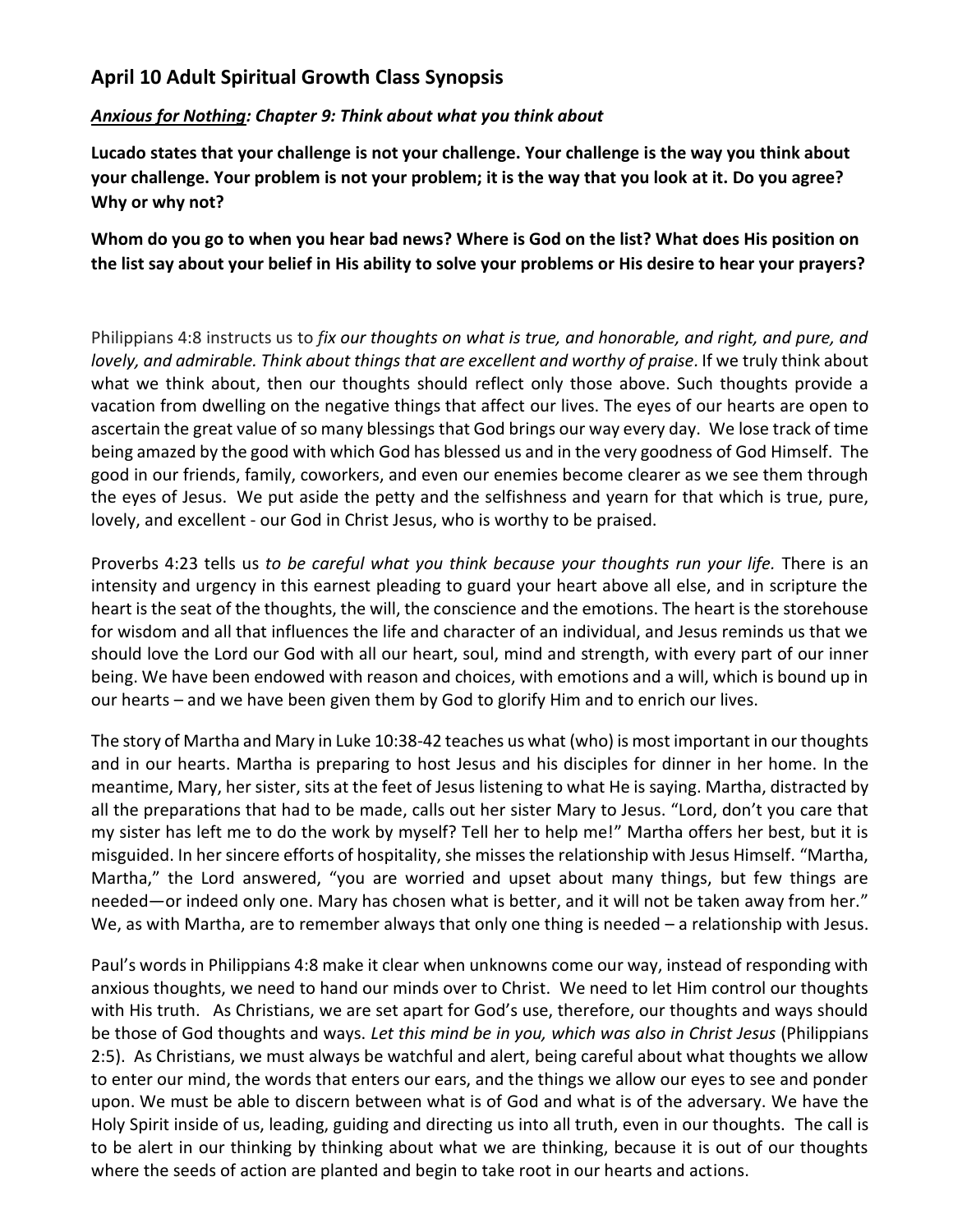## April 10 Adult Spiritual Growth Class Synopsis

***Anxious for Nothing*: *Chapter 9: Think about what you think about***

**Lucado states that your challenge is not your challenge. Your challenge is the way you think about your challenge. Your problem is not your problem; it is the way that you look at it. Do you agree? Why or why not?**

**Whom do you go to when you hear bad news? Where is God on the list? What does His position on the list say about your belief in His ability to solve your problems or His desire to hear your prayers?**

Philippians 4:8 instructs us to *fix our thoughts on what is true, and honorable, and right, and pure, and lovely, and admirable. Think about things that are excellent and worthy of praise.* If we truly think about what we think about, then our thoughts should reflect only those above. Such thoughts provide a vacation from dwelling on the negative things that affect our lives. The eyes of our hearts are open to ascertain the great value of so many blessings that God brings our way every day. We lose track of time being amazed by the good with which God has blessed us and in the very goodness of God Himself. The good in our friends, family, coworkers, and even our enemies become clearer as we see them through the eyes of Jesus. We put aside the petty and the selfishness and yearn for that which is true, pure, lovely, and excellent - our God in Christ Jesus, who is worthy to be praised.

Proverbs 4:23 tells us *to be careful what you think because your thoughts run your life.* There is an intensity and urgency in this earnest pleading to guard your heart above all else, and in scripture the heart is the seat of the thoughts, the will, the conscience and the emotions. The heart is the storehouse for wisdom and all that influences the life and character of an individual, and Jesus reminds us that we should love the Lord our God with all our heart, soul, mind and strength, with every part of our inner being. We have been endowed with reason and choices, with emotions and a will, which is bound up in our hearts – and we have been given them by God to glorify Him and to enrich our lives.

The story of Martha and Mary in Luke 10:38-42 teaches us what (who) is most important in our thoughts and in our hearts. Martha is preparing to host Jesus and his disciples for dinner in her home. In the meantime, Mary, her sister, sits at the feet of Jesus listening to what He is saying. Martha, distracted by all the preparations that had to be made, calls out her sister Mary to Jesus. "Lord, don't you care that my sister has left me to do the work by myself? Tell her to help me!" Martha offers her best, but it is misguided. In her sincere efforts of hospitality, she misses the relationship with Jesus Himself. "Martha, Martha," the Lord answered, "you are worried and upset about many things, but few things are needed—or indeed only one. Mary has chosen what is better, and it will not be taken away from her." We, as with Martha, are to remember always that only one thing is needed – a relationship with Jesus.

Paul's words in Philippians 4:8 make it clear when unknowns come our way, instead of responding with anxious thoughts, we need to hand our minds over to Christ. We need to let Him control our thoughts with His truth. As Christians, we are set apart for God's use, therefore, our thoughts and ways should be those of God thoughts and ways. *Let this mind be in you, which was also in Christ Jesus* (Philippians 2:5). As Christians, we must always be watchful and alert, being careful about what thoughts we allow to enter our mind, the words that enters our ears, and the things we allow our eyes to see and ponder upon. We must be able to discern between what is of God and what is of the adversary. We have the Holy Spirit inside of us, leading, guiding and directing us into all truth, even in our thoughts. The call is to be alert in our thinking by thinking about what we are thinking, because it is out of our thoughts where the seeds of action are planted and begin to take root in our hearts and actions.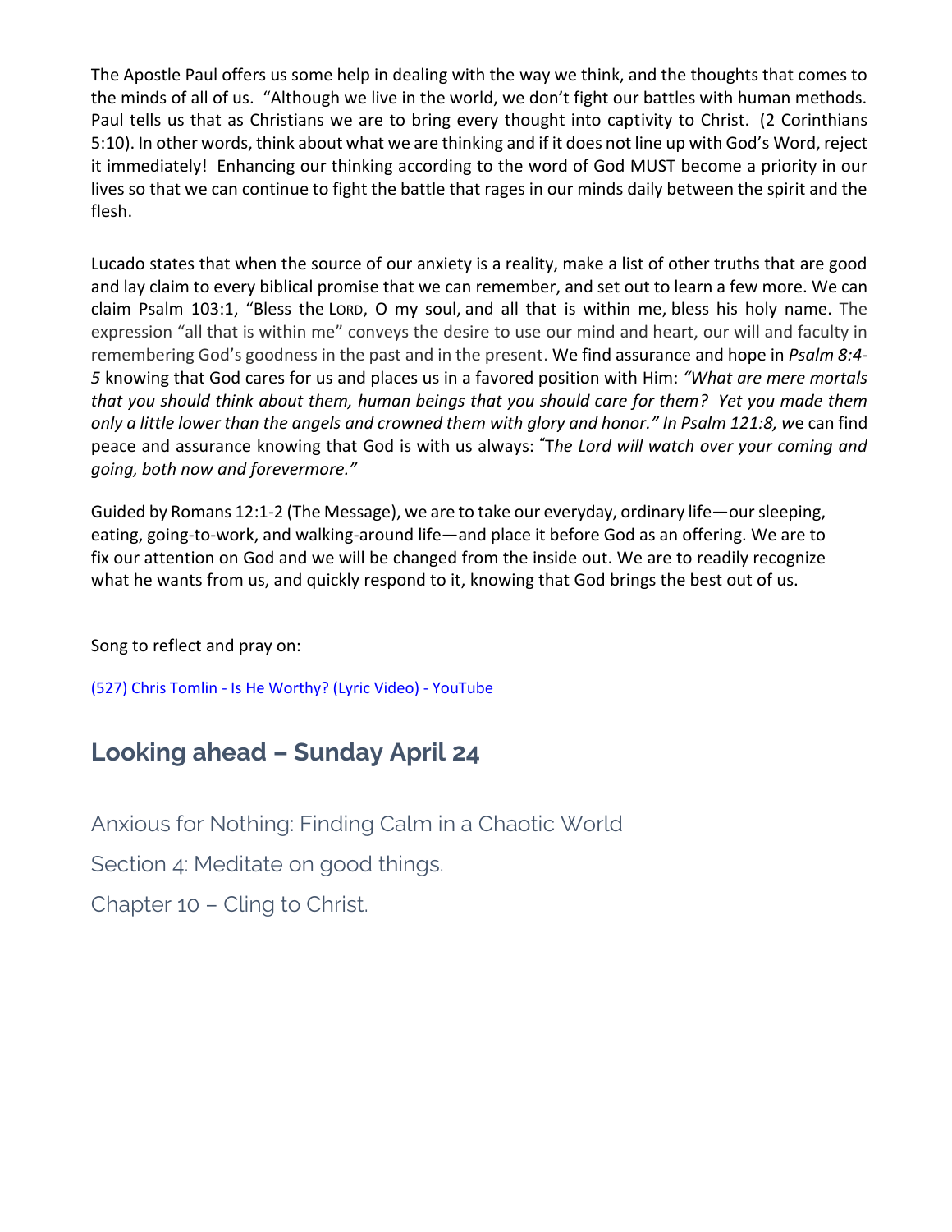The Apostle Paul offers us some help in dealing with the way we think, and the thoughts that comes to the minds of all of us. "Although we live in the world, we don't fight our battles with human methods. Paul tells us that as Christians we are to bring every thought into captivity to Christ. (2 Corinthians 5:10). In other words, think about what we are thinking and if it does not line up with God's Word, reject it immediately! Enhancing our thinking according to the word of God MUST become a priority in our lives so that we can continue to fight the battle that rages in our minds daily between the spirit and the flesh.

Lucado states that when the source of our anxiety is a reality, make a list of other truths that are good and lay claim to every biblical promise that we can remember, and set out to learn a few more. We can claim Psalm 103:1, "Bless the LORD, O my soul, and all that is within me, bless his holy name. The expression "all that is within me" conveys the desire to use our mind and heart, our will and faculty in remembering God's goodness in the past and in the present. We find assurance and hope in *Psalm 8:4-5* knowing that God cares for us and places us in a favored position with Him: *"What are mere mortals that you should think about them, human beings that you should care for them? Yet you made them only a little lower than the angels and crowned them with glory and honor." In Psalm 121:8,* we can find peace and assurance knowing that God is with us always: *"The Lord will watch over your coming and going, both now and forevermore."*

Guided by Romans 12:1-2 (The Message), we are to take our everyday, ordinary life—our sleeping, eating, going-to-work, and walking-around life—and place it before God as an offering. We are to fix our attention on God and we will be changed from the inside out. We are to readily recognize what he wants from us, and quickly respond to it, knowing that God brings the best out of us.

Song to reflect and pray on:

[(527) Chris Tomlin - Is He Worthy? (Lyric Video) - YouTube]

## Looking ahead – Sunday April 24

Anxious for Nothing: Finding Calm in a Chaotic World

Section 4: Meditate on good things.

Chapter 10 – Cling to Christ.